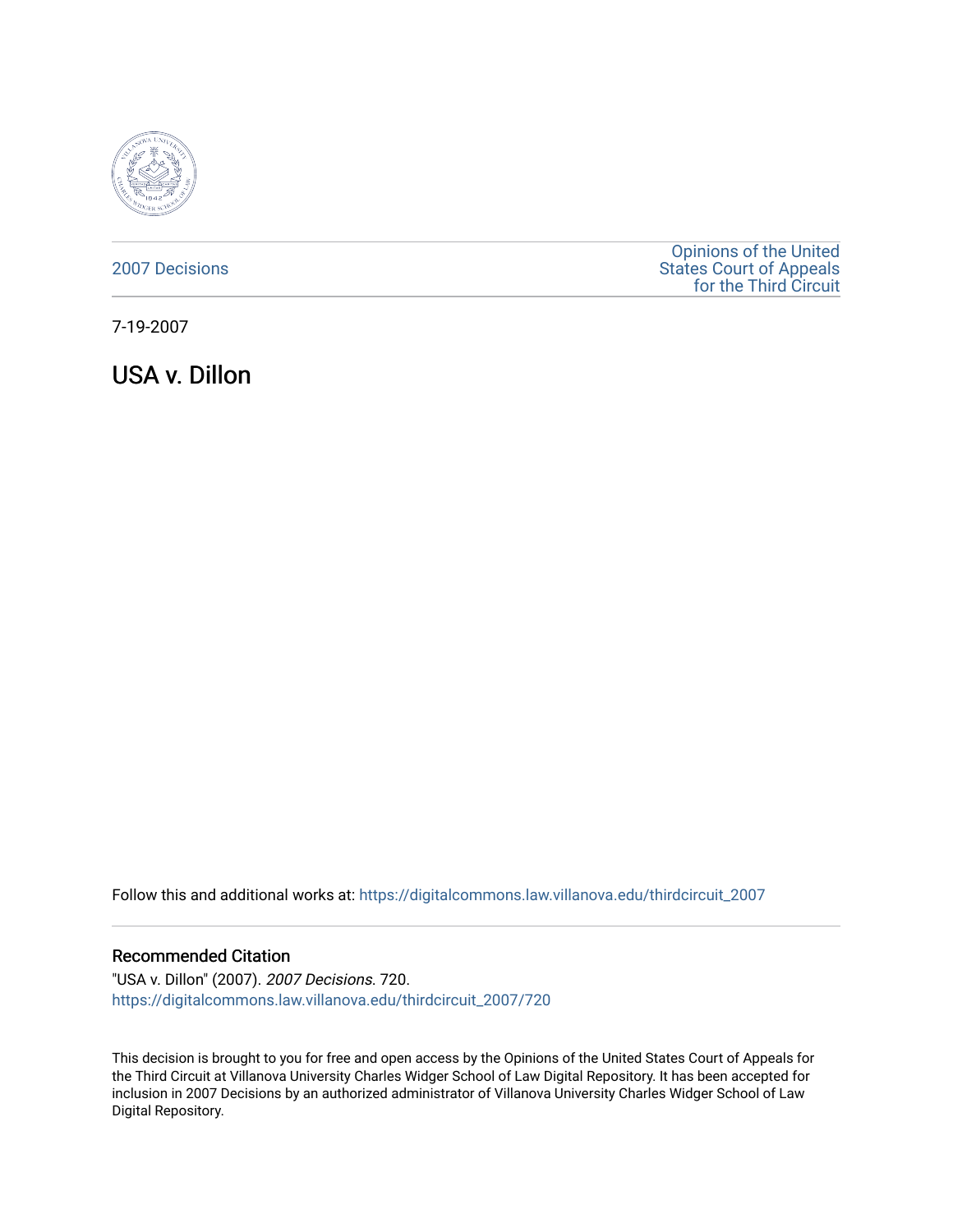2007 Decisions

Opinions of the United States Court of Appeals for the Third Circuit

7-19-2007

# USA v. Dillon

Follow this and additional works at: https://digitalcommons.law.villanova.edu/thirdcircuit_2007

## Recommended Citation

"USA v. Dillon" (2007). *2007 Decisions*. 720.
https://digitalcommons.law.villanova.edu/thirdcircuit_2007/720

This decision is brought to you for free and open access by the Opinions of the United States Court of Appeals for the Third Circuit at Villanova University Charles Widger School of Law Digital Repository. It has been accepted for inclusion in 2007 Decisions by an authorized administrator of Villanova University Charles Widger School of Law Digital Repository.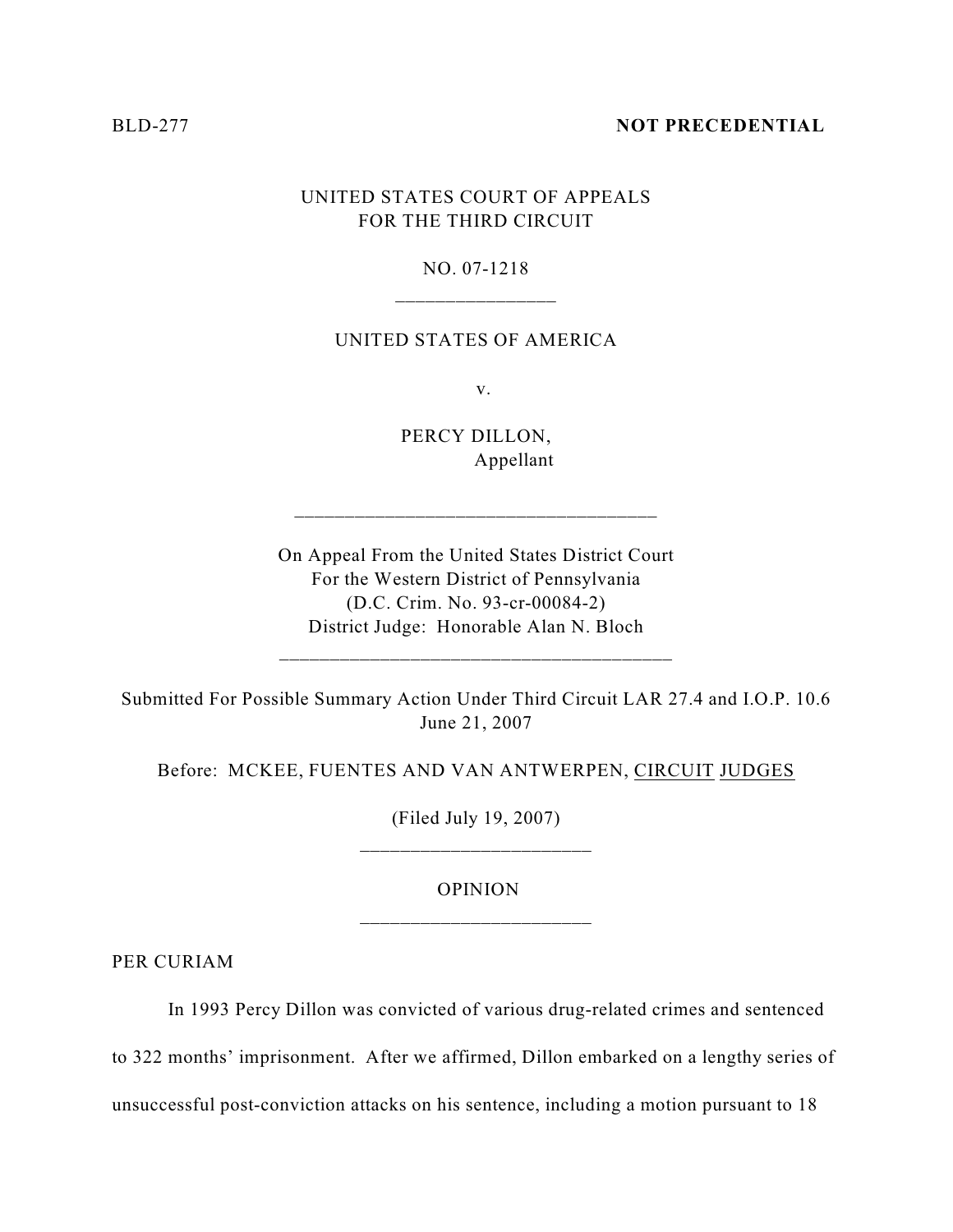BLD-277 **NOT PRECEDENTIAL**

UNITED STATES COURT OF APPEALS
FOR THE THIRD CIRCUIT

NO. 07-1218

---

UNITED STATES OF AMERICA

v.

PERCY DILLON,
Appellant

---

On Appeal From the United States District Court
For the Western District of Pennsylvania
(D.C. Crim. No. 93-cr-00084-2)
District Judge: Honorable Alan N. Bloch

---

Submitted For Possible Summary Action Under Third Circuit LAR 27.4 and I.O.P. 10.6
June 21, 2007

Before: MCKEE, FUENTES AND VAN ANTWERPEN, CIRCUIT JUDGES

(Filed July 19, 2007)

---

OPINION

---

PER CURIAM

In 1993 Percy Dillon was convicted of various drug-related crimes and sentenced to 322 months' imprisonment. After we affirmed, Dillon embarked on a lengthy series of unsuccessful post-conviction attacks on his sentence, including a motion pursuant to 18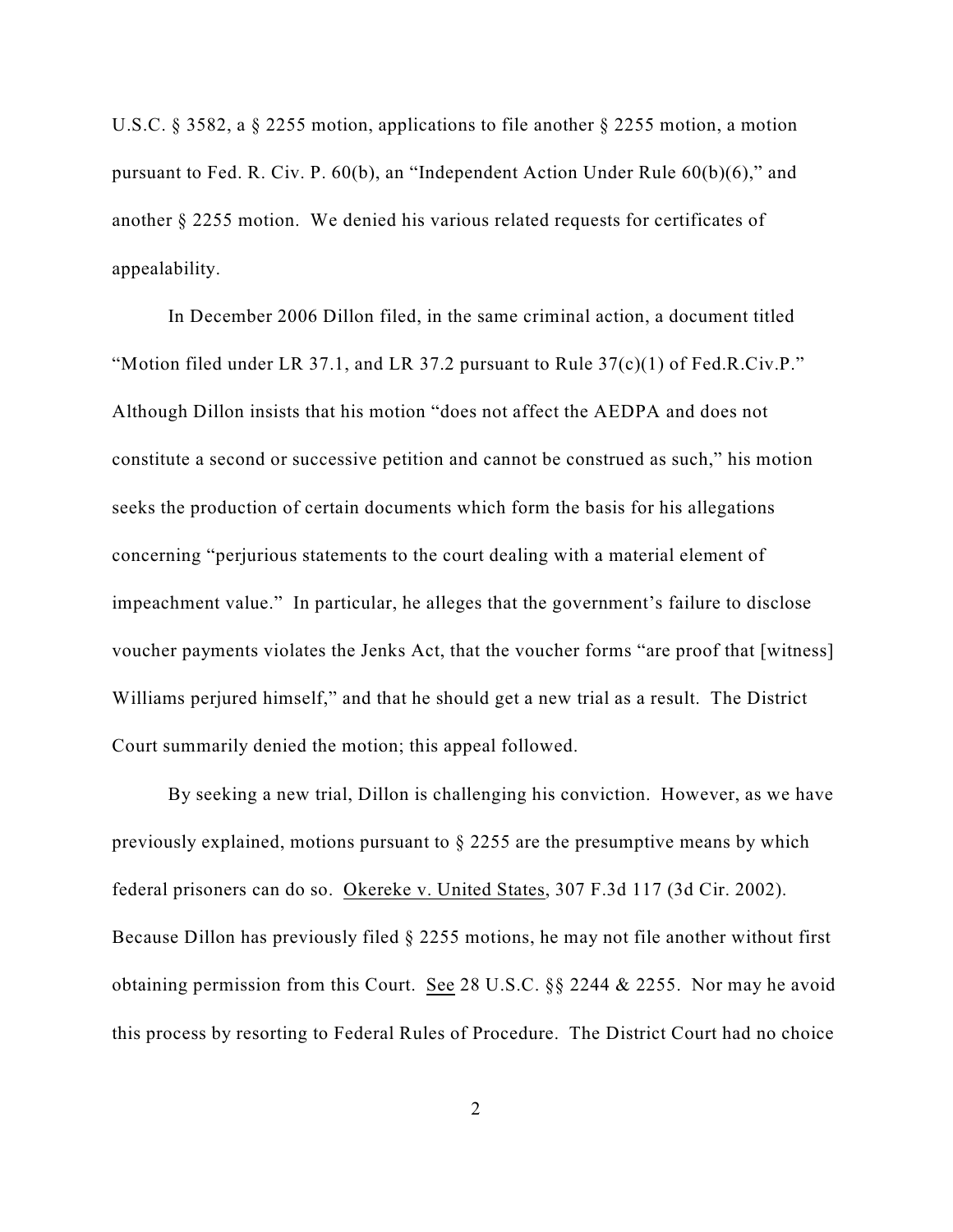U.S.C. § 3582, a § 2255 motion, applications to file another § 2255 motion, a motion pursuant to Fed. R. Civ. P. 60(b), an "Independent Action Under Rule 60(b)(6)," and another § 2255 motion. We denied his various related requests for certificates of appealability.

In December 2006 Dillon filed, in the same criminal action, a document titled "Motion filed under LR 37.1, and LR 37.2 pursuant to Rule 37(c)(1) of Fed.R.Civ.P." Although Dillon insists that his motion "does not affect the AEDPA and does not constitute a second or successive petition and cannot be construed as such," his motion seeks the production of certain documents which form the basis for his allegations concerning "perjurious statements to the court dealing with a material element of impeachment value." In particular, he alleges that the government's failure to disclose voucher payments violates the Jenks Act, that the voucher forms "are proof that [witness] Williams perjured himself," and that he should get a new trial as a result. The District Court summarily denied the motion; this appeal followed.

By seeking a new trial, Dillon is challenging his conviction. However, as we have previously explained, motions pursuant to § 2255 are the presumptive means by which federal prisoners can do so. Okereke v. United States, 307 F.3d 117 (3d Cir. 2002). Because Dillon has previously filed § 2255 motions, he may not file another without first obtaining permission from this Court. See 28 U.S.C. §§ 2244 & 2255. Nor may he avoid this process by resorting to Federal Rules of Procedure. The District Court had no choice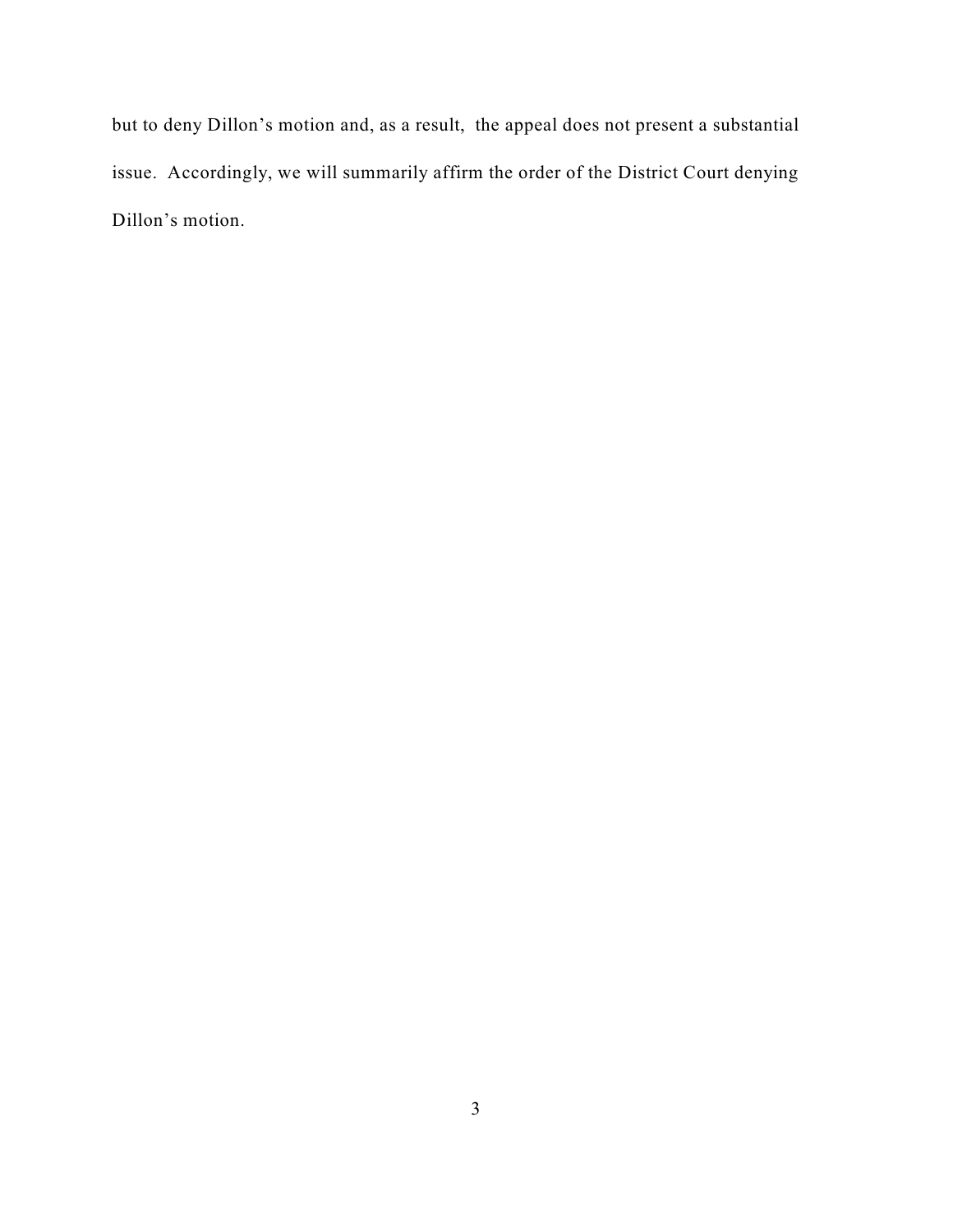but to deny Dillon's motion and, as a result, the appeal does not present a substantial issue. Accordingly, we will summarily affirm the order of the District Court denying Dillon's motion.